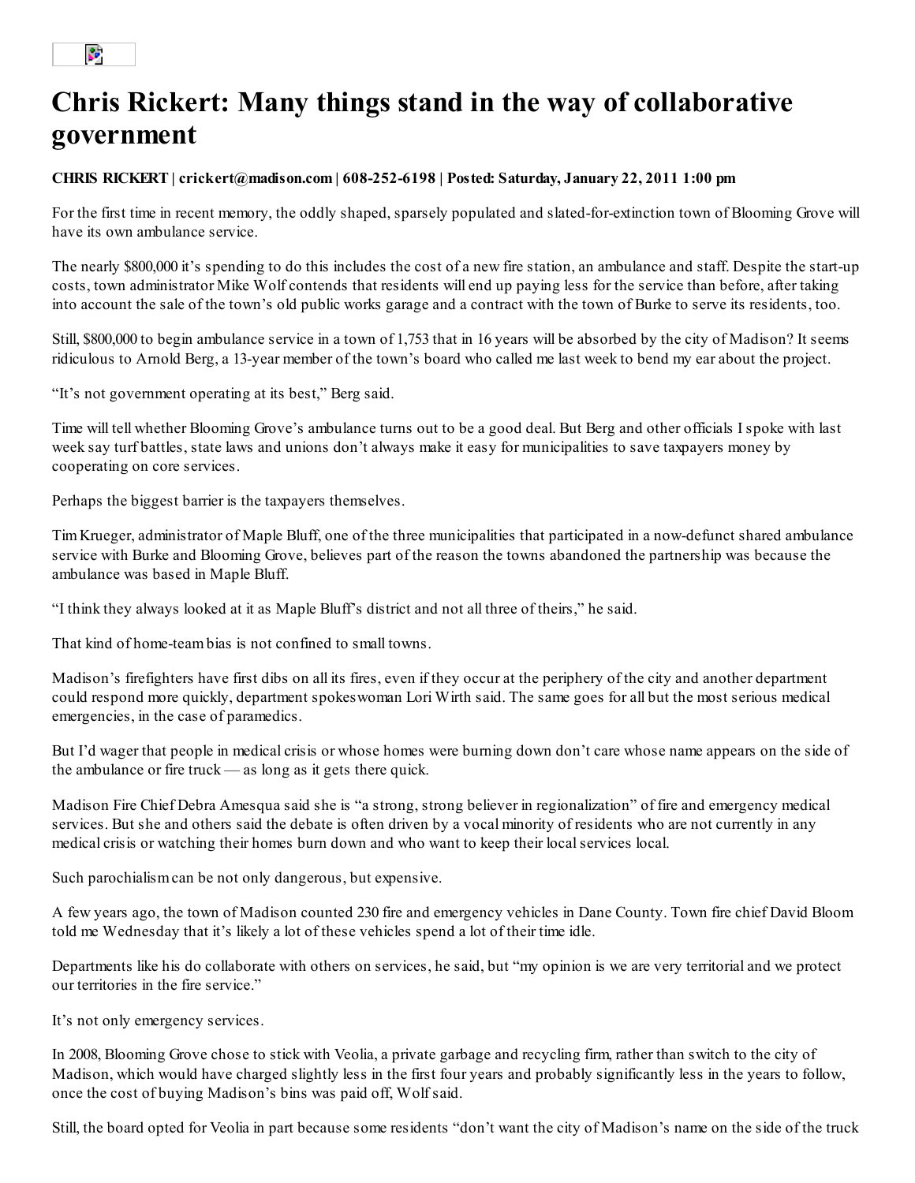# Chris Rickert: Many things stand in the way of collaborative government

**CHRIS RICKERT | crickert@madison.com | 608-252-6198 | Posted: Saturday, January 22, 2011 1:00 pm**

For the first time in recent memory, the oddly shaped, sparsely populated and slated-for-extinction town of Blooming Grove will have its own ambulance service.

The nearly $800,000 it's spending to do this includes the cost of a new fire station, an ambulance and staff. Despite the start-up costs, town administrator Mike Wolf contends that residents will end up paying less for the service than before, after taking into account the sale of the town's old public works garage and a contract with the town of Burke to serve its residents, too.

Still, $800,000 to begin ambulance service in a town of 1,753 that in 16 years will be absorbed by the city of Madison? It seems ridiculous to Arnold Berg, a 13-year member of the town's board who called me last week to bend my ear about the project.

"It's not government operating at its best," Berg said.

Time will tell whether Blooming Grove's ambulance turns out to be a good deal. But Berg and other officials I spoke with last week say turf battles, state laws and unions don't always make it easy for municipalities to save taxpayers money by cooperating on core services.

Perhaps the biggest barrier is the taxpayers themselves.

Tim Krueger, administrator of Maple Bluff, one of the three municipalities that participated in a now-defunct shared ambulance service with Burke and Blooming Grove, believes part of the reason the towns abandoned the partnership was because the ambulance was based in Maple Bluff.

"I think they always looked at it as Maple Bluff's district and not all three of theirs," he said.

That kind of home-team bias is not confined to small towns.

Madison's firefighters have first dibs on all its fires, even if they occur at the periphery of the city and another department could respond more quickly, department spokeswoman Lori Wirth said. The same goes for all but the most serious medical emergencies, in the case of paramedics.

But I'd wager that people in medical crisis or whose homes were burning down don't care whose name appears on the side of the ambulance or fire truck — as long as it gets there quick.

Madison Fire Chief Debra Amesqua said she is "a strong, strong believer in regionalization" of fire and emergency medical services. But she and others said the debate is often driven by a vocal minority of residents who are not currently in any medical crisis or watching their homes burn down and who want to keep their local services local.

Such parochialism can be not only dangerous, but expensive.

A few years ago, the town of Madison counted 230 fire and emergency vehicles in Dane County. Town fire chief David Bloom told me Wednesday that it's likely a lot of these vehicles spend a lot of their time idle.

Departments like his do collaborate with others on services, he said, but "my opinion is we are very territorial and we protect our territories in the fire service."

It's not only emergency services.

In 2008, Blooming Grove chose to stick with Veolia, a private garbage and recycling firm, rather than switch to the city of Madison, which would have charged slightly less in the first four years and probably significantly less in the years to follow, once the cost of buying Madison's bins was paid off, Wolf said.

Still, the board opted for Veolia in part because some residents "don't want the city of Madison's name on the side of the truck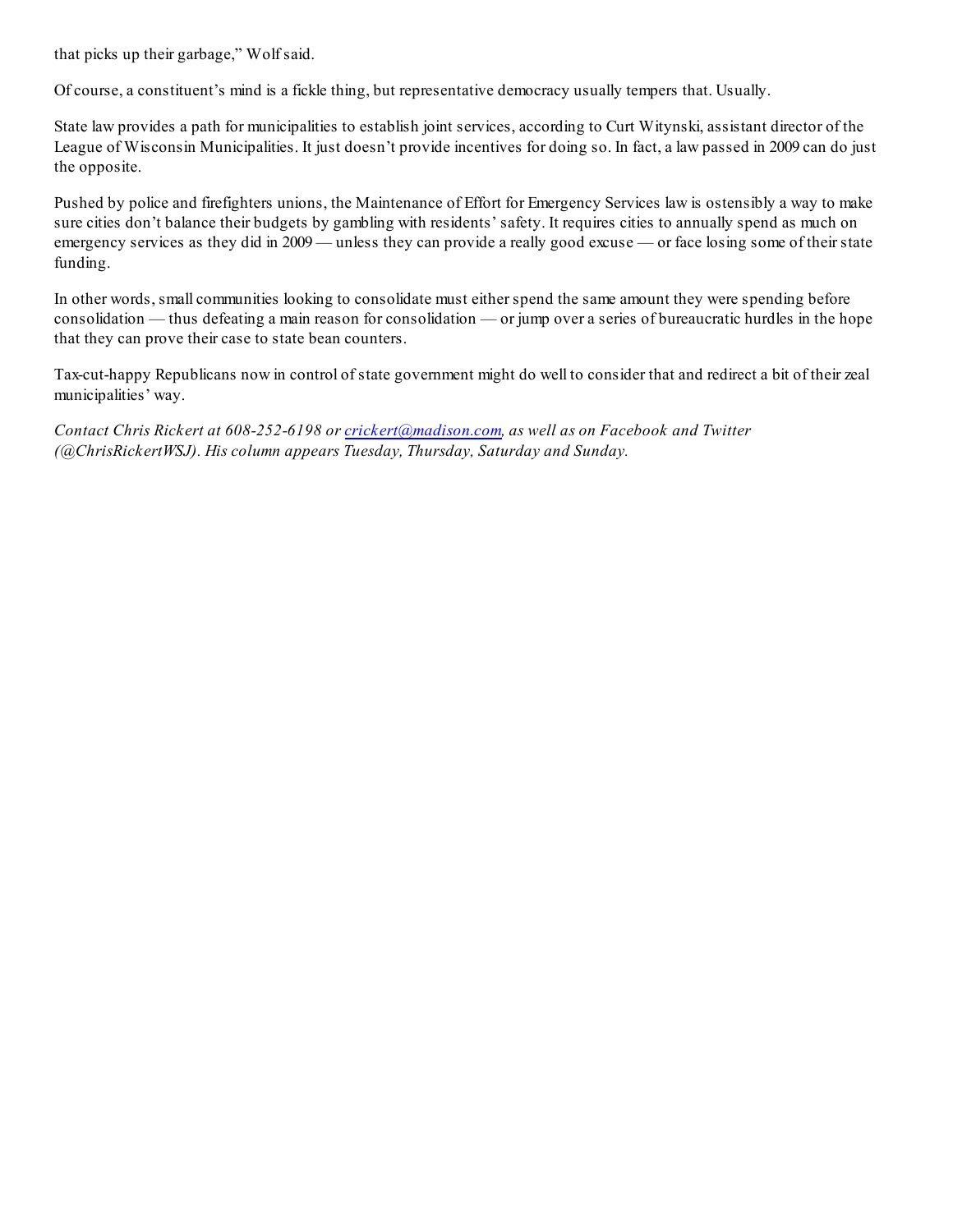that picks up their garbage," Wolf said.

Of course, a constituent's mind is a fickle thing, but representative democracy usually tempers that. Usually.

State law provides a path for municipalities to establish joint services, according to Curt Witynski, assistant director of the League of Wisconsin Municipalities. It just doesn't provide incentives for doing so. In fact, a law passed in 2009 can do just the opposite.

Pushed by police and firefighters unions, the Maintenance of Effort for Emergency Services law is ostensibly a way to make sure cities don't balance their budgets by gambling with residents' safety. It requires cities to annually spend as much on emergency services as they did in 2009 — unless they can provide a really good excuse — or face losing some of their state funding.

In other words, small communities looking to consolidate must either spend the same amount they were spending before consolidation — thus defeating a main reason for consolidation — or jump over a series of bureaucratic hurdles in the hope that they can prove their case to state bean counters.

Tax-cut-happy Republicans now in control of state government might do well to consider that and redirect a bit of their zeal municipalities' way.

*Contact Chris Rickert at 608-252-6198 or [crickert@madison.com](mailto:crickert@madison.com), as well as on Facebook and Twitter (@ChrisRickertWSJ). His column appears Tuesday, Thursday, Saturday and Sunday.*